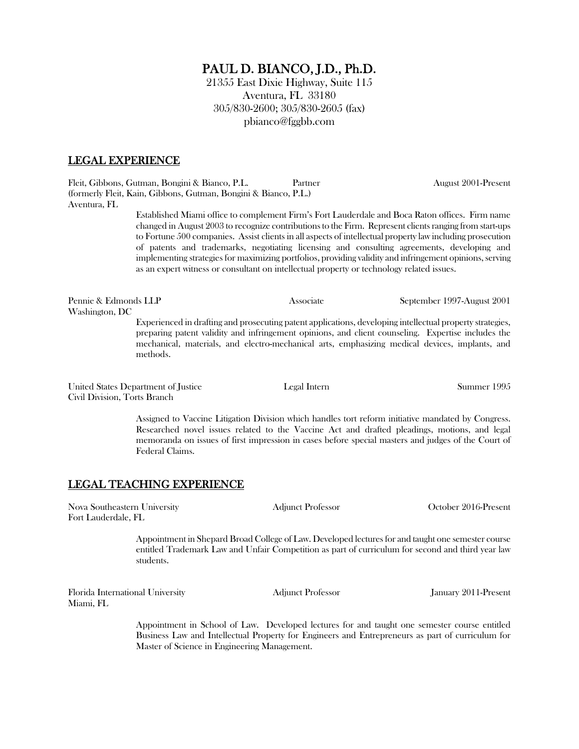# PAUL D. BIANCO, J.D., Ph.D.

21355 East Dixie Highway, Suite 115
Aventura, FL 33180
305/830-2600; 305/830-2605 (fax)
pbianco@fggbb.com

## LEGAL EXPERIENCE

Fleit, Gibbons, Gutman, Bongini & Bianco, P.L. — Partner — August 2001-Present
(formerly Fleit, Kain, Gibbons, Gutman, Bongini & Bianco, P.L.)
Aventura, FL

Established Miami office to complement Firm's Fort Lauderdale and Boca Raton offices. Firm name changed in August 2003 to recognize contributions to the Firm. Represent clients ranging from start-ups to Fortune 500 companies. Assist clients in all aspects of intellectual property law including prosecution of patents and trademarks, negotiating licensing and consulting agreements, developing and implementing strategies for maximizing portfolios, providing validity and infringement opinions, serving as an expert witness or consultant on intellectual property or technology related issues.

Pennie & Edmonds LLP — Associate — September 1997-August 2001
Washington, DC

Experienced in drafting and prosecuting patent applications, developing intellectual property strategies, preparing patent validity and infringement opinions, and client counseling. Expertise includes the mechanical, materials, and electro-mechanical arts, emphasizing medical devices, implants, and methods.

United States Department of Justice — Legal Intern — Summer 1995
Civil Division, Torts Branch

Assigned to Vaccine Litigation Division which handles tort reform initiative mandated by Congress. Researched novel issues related to the Vaccine Act and drafted pleadings, motions, and legal memoranda on issues of first impression in cases before special masters and judges of the Court of Federal Claims.

## LEGAL TEACHING EXPERIENCE

Nova Southeastern University — Adjunct Professor — October 2016-Present
Fort Lauderdale, FL

Appointment in Shepard Broad College of Law. Developed lectures for and taught one semester course entitled Trademark Law and Unfair Competition as part of curriculum for second and third year law students.

Florida International University — Adjunct Professor — January 2011-Present
Miami, FL

Appointment in School of Law. Developed lectures for and taught one semester course entitled Business Law and Intellectual Property for Engineers and Entrepreneurs as part of curriculum for Master of Science in Engineering Management.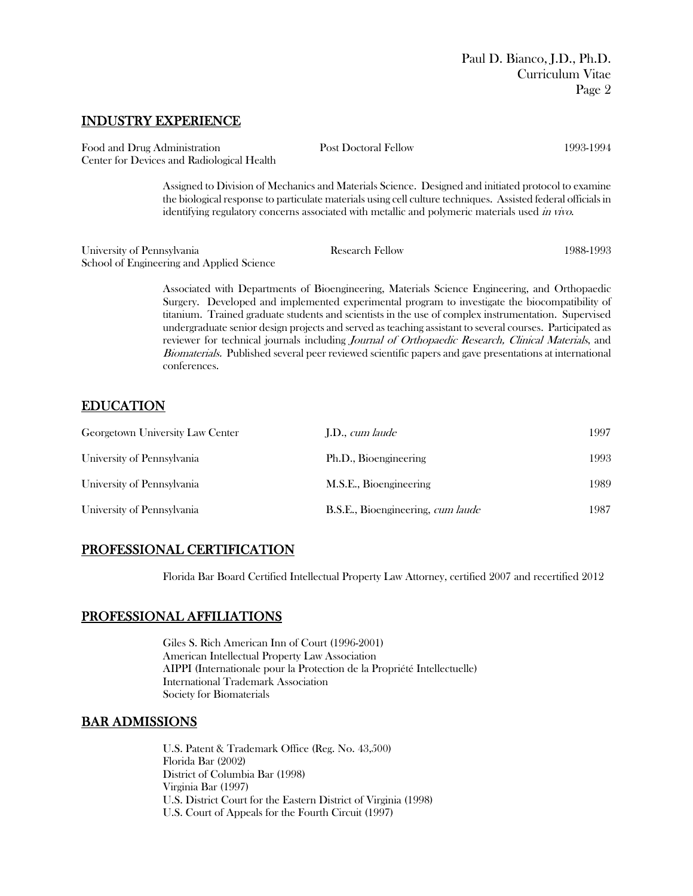## INDUSTRY EXPERIENCE

Food and Drug Administration — Post Doctoral Fellow — 1993-1994
Center for Devices and Radiological Health

Assigned to Division of Mechanics and Materials Science. Designed and initiated protocol to examine the biological response to particulate materials using cell culture techniques. Assisted federal officials in identifying regulatory concerns associated with metallic and polymeric materials used *in vivo*.

University of Pennsylvania — Research Fellow — 1988-1993
School of Engineering and Applied Science

Associated with Departments of Bioengineering, Materials Science Engineering, and Orthopaedic Surgery. Developed and implemented experimental program to investigate the biocompatibility of titanium. Trained graduate students and scientists in the use of complex instrumentation. Supervised undergraduate senior design projects and served as teaching assistant to several courses. Participated as reviewer for technical journals including *Journal of Orthopaedic Research, Clinical Materials*, and *Biomaterials.* Published several peer reviewed scientific papers and gave presentations at international conferences.

## EDUCATION

| Institution | Degree | Year |
|---|---|---|
| Georgetown University Law Center | J.D., *cum laude* | 1997 |
| University of Pennsylvania | Ph.D., Bioengineering | 1993 |
| University of Pennsylvania | M.S.E., Bioengineering | 1989 |
| University of Pennsylvania | B.S.E., Bioengineering, *cum laude* | 1987 |

## PROFESSIONAL CERTIFICATION

Florida Bar Board Certified Intellectual Property Law Attorney, certified 2007 and recertified 2012

## PROFESSIONAL AFFILIATIONS

Giles S. Rich American Inn of Court (1996-2001)
American Intellectual Property Law Association
AIPPI (Internationale pour la Protection de la Propriété Intellectuelle)
International Trademark Association
Society for Biomaterials

## BAR ADMISSIONS

U.S. Patent & Trademark Office (Reg. No. 43,500)
Florida Bar (2002)
District of Columbia Bar (1998)
Virginia Bar (1997)
U.S. District Court for the Eastern District of Virginia (1998)
U.S. Court of Appeals for the Fourth Circuit (1997)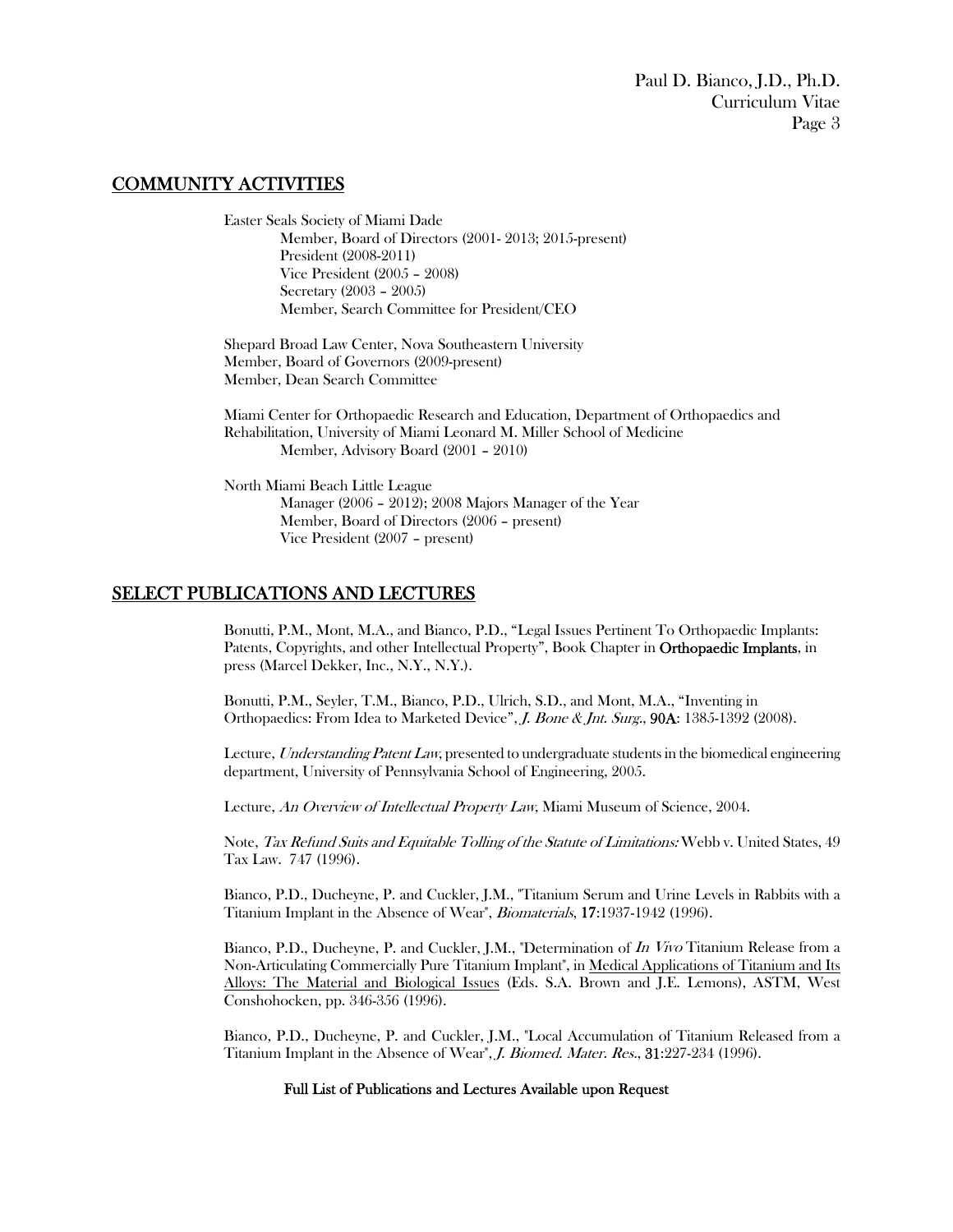## COMMUNITY ACTIVITIES

Easter Seals Society of Miami Dade
- Member, Board of Directors (2001- 2013; 2015-present)
- President (2008-2011)
- Vice President (2005 – 2008)
- Secretary (2003 – 2005)
- Member, Search Committee for President/CEO

Shepard Broad Law Center, Nova Southeastern University
Member, Board of Governors (2009-present)
Member, Dean Search Committee

Miami Center for Orthopaedic Research and Education, Department of Orthopaedics and Rehabilitation, University of Miami Leonard M. Miller School of Medicine
- Member, Advisory Board (2001 – 2010)

North Miami Beach Little League
- Manager (2006 – 2012); 2008 Majors Manager of the Year
- Member, Board of Directors (2006 – present)
- Vice President (2007 – present)

## SELECT PUBLICATIONS AND LECTURES

Bonutti, P.M., Mont, M.A., and Bianco, P.D., "Legal Issues Pertinent To Orthopaedic Implants: Patents, Copyrights, and other Intellectual Property", Book Chapter in **Orthopaedic Implants**, in press (Marcel Dekker, Inc., N.Y., N.Y.).

Bonutti, P.M., Seyler, T.M., Bianco, P.D., Ulrich, S.D., and Mont, M.A., "Inventing in Orthopaedics: From Idea to Marketed Device", *J. Bone & Jnt. Surg.*, **90A**: 1385-1392 (2008).

Lecture, *Understanding Patent Law*, presented to undergraduate students in the biomedical engineering department, University of Pennsylvania School of Engineering, 2005.

Lecture, *An Overview of Intellectual Property Law*, Miami Museum of Science, 2004.

Note, *Tax Refund Suits and Equitable Tolling of the Statute of Limitations:* Webb v. United States, 49 Tax Law. 747 (1996).

Bianco, P.D., Ducheyne, P. and Cuckler, J.M., "Titanium Serum and Urine Levels in Rabbits with a Titanium Implant in the Absence of Wear", *Biomaterials*, **17**:1937-1942 (1996).

Bianco, P.D., Ducheyne, P. and Cuckler, J.M., "Determination of *In Vivo* Titanium Release from a Non-Articulating Commercially Pure Titanium Implant", in <u>Medical Applications of Titanium and Its Alloys: The Material and Biological Issues</u> (Eds. S.A. Brown and J.E. Lemons), ASTM, West Conshohocken, pp. 346-356 (1996).

Bianco, P.D., Ducheyne, P. and Cuckler, J.M., "Local Accumulation of Titanium Released from a Titanium Implant in the Absence of Wear", *J. Biomed. Mater. Res.*, **31**:227-234 (1996).

**Full List of Publications and Lectures Available upon Request**